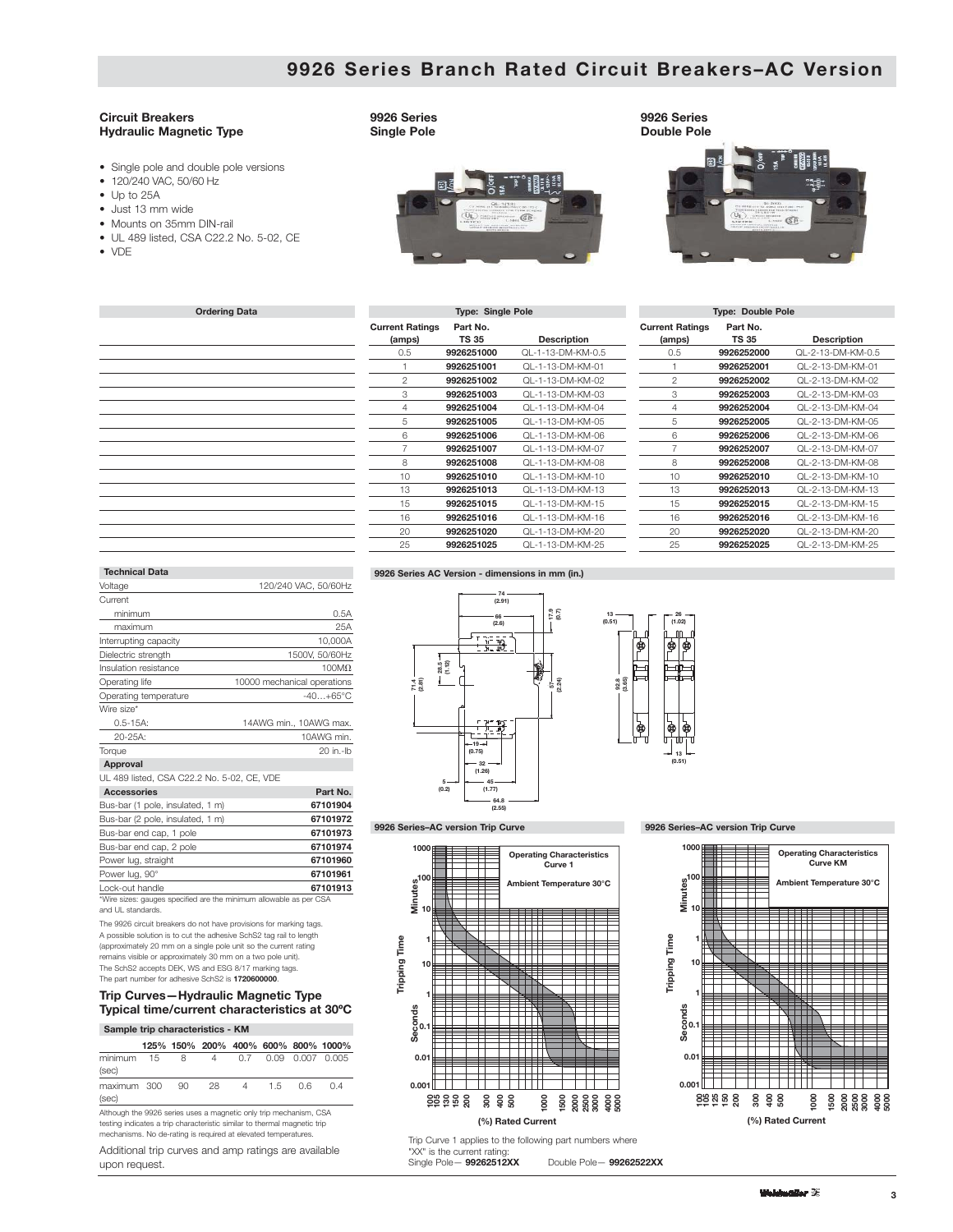# 9926 Series Branch Rated Circuit Breakers–AC Version

### Circuit Breakers
### Hydraulic Magnetic Type

- Single pole and double pole versions
- 120/240 VAC, 50/60 Hz
- Up to 25A
- Just 13 mm wide
- Mounts on 35mm DIN-rail
- UL 489 listed, CSA C22.2 No. 5-02, CE
- VDE

**9926 Series Single Pole**

**9926 Series Double Pole**

**Ordering Data**

| Type: Single Pole | | | Type: Double Pole | | |
|---|---|---|---|---|---|
| Current Ratings (amps) | Part No. TS 35 | Description | Current Ratings (amps) | Part No. TS 35 | Description |
| 0.5 | **9926251000** | QL-1-13-DM-KM-0.5 | 0.5 | **9926252000** | QL-2-13-DM-KM-0.5 |
| 1 | **9926251001** | QL-1-13-DM-KM-01 | 1 | **9926252001** | QL-2-13-DM-KM-01 |
| 2 | **9926251002** | QL-1-13-DM-KM-02 | 2 | **9926252002** | QL-2-13-DM-KM-02 |
| 3 | **9926251003** | QL-1-13-DM-KM-03 | 3 | **9926252003** | QL-2-13-DM-KM-03 |
| 4 | **9926251004** | QL-1-13-DM-KM-04 | 4 | **9926252004** | QL-2-13-DM-KM-04 |
| 5 | **9926251005** | QL-1-13-DM-KM-05 | 5 | **9926252005** | QL-2-13-DM-KM-05 |
| 6 | **9926251006** | QL-1-13-DM-KM-06 | 6 | **9926252006** | QL-2-13-DM-KM-06 |
| 7 | **9926251007** | QL-1-13-DM-KM-07 | 7 | **9926252007** | QL-2-13-DM-KM-07 |
| 8 | **9926251008** | QL-1-13-DM-KM-08 | 8 | **9926252008** | QL-2-13-DM-KM-08 |
| 10 | **9926251010** | QL-1-13-DM-KM-10 | 10 | **9926252010** | QL-2-13-DM-KM-10 |
| 13 | **9926251013** | QL-1-13-DM-KM-13 | 13 | **9926252013** | QL-2-13-DM-KM-13 |
| 15 | **9926251015** | QL-1-13-DM-KM-15 | 15 | **9926252015** | QL-2-13-DM-KM-15 |
| 16 | **9926251016** | QL-1-13-DM-KM-16 | 16 | **9926252016** | QL-2-13-DM-KM-16 |
| 20 | **9926251020** | QL-1-13-DM-KM-20 | 20 | **9926252020** | QL-2-13-DM-KM-20 |
| 25 | **9926251025** | QL-1-13-DM-KM-25 | 25 | **9926252025** | QL-2-13-DM-KM-25 |

**Technical Data**

| | |
|---|---|
| Voltage | 120/240 VAC, 50/60Hz |
| Current | |
| minimum | 0.5A |
| maximum | 25A |
| Interrupting capacity | 10,000A |
| Dielectric strength | 1500V, 50/60Hz |
| Insulation resistance | 100MΩ |
| Operating life | 10000 mechanical operations |
| Operating temperature | -40…+65°C |
| Wire size* | |
| 0.5-15A: | 14AWG min., 10AWG max. |
| 20-25A: | 10AWG min. |
| Torque | 20 in.-lb |
| **Approval** | |
| UL 489 listed, CSA C22.2 No. 5-02, CE, VDE | |

| Accessories | Part No. |
|---|---|
| Bus-bar (1 pole, insulated, 1 m) | **67101904** |
| Bus-bar (2 pole, insulated, 1 m) | **67101972** |
| Bus-bar end cap, 1 pole | **67101973** |
| Bus-bar end cap, 2 pole | **67101974** |
| Power lug, straight | **67101960** |
| Power lug, 90° | **67101961** |
| Lock-out handle | **67101913** |

*Wire sizes: gauges specified are the minimum allowable as per CSA and UL standards.

The 9926 circuit breakers do not have provisions for marking tags. A possible solution is to cut the adhesive SchS2 tag rail to length (approximately 20 mm on a single pole unit so the current rating remains visible or approximately 30 mm on a two pole unit). The SchS2 accepts DEK, WS and ESG 8/17 marking tags. The part number for adhesive SchS2 is **1720600000**.

### Trip Curves—Hydraulic Magnetic Type
### Typical time/current characteristics at 30ºC

**Sample trip characteristics - KM**

| | 125% | 150% | 200% | 400% | 600% | 800% | 1000% |
|---|---|---|---|---|---|---|---|
| minimum (sec) | 15 | 8 | 4 | 0.7 | 0.09 | 0.007 | 0.005 |
| maximum (sec) | 300 | 90 | 28 | 4 | 1.5 | 0.6 | 0.4 |

Although the 9926 series uses a magnetic only trip mechanism, CSA testing indicates a trip characteristic similar to thermal magnetic trip mechanisms. No de-rating is required at elevated temperatures.

Additional trip curves and amp ratings are available upon request.

**9926 Series AC Version - dimensions in mm (in.)**

**9926 Series–AC version Trip Curve** (Operating Characteristics Curve 1, Ambient Temperature 30°C)

**9926 Series–AC version Trip Curve** (Operating Characteristics Curve KM, Ambient Temperature 30°C)

Trip Curve 1 applies to the following part numbers where "XX" is the current rating:
Single Pole— **99262512XX** Double Pole— **99262522XX**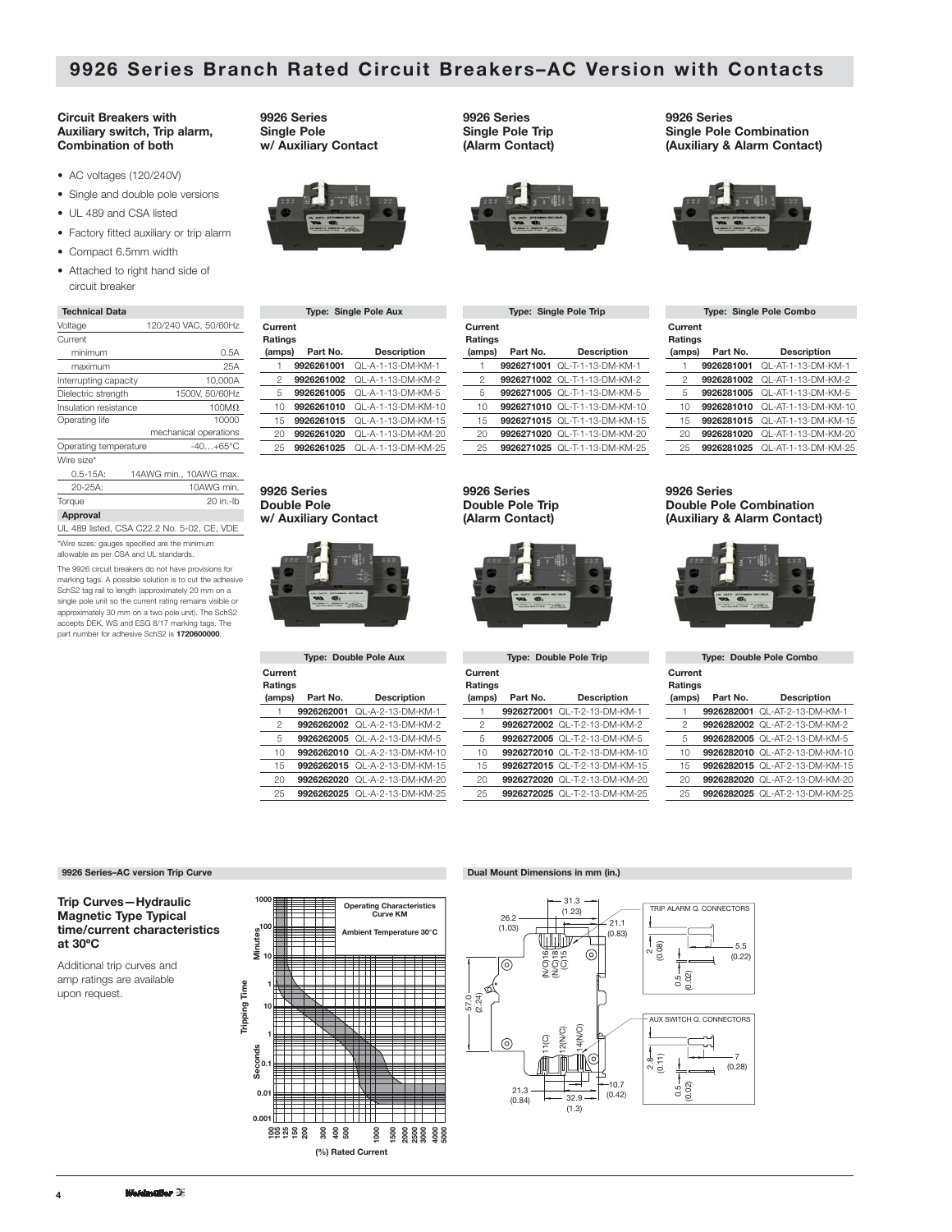# 9926 Series Branch Rated Circuit Breakers–AC Version with Contacts

### Circuit Breakers with Auxiliary switch, Trip alarm, Combination of both

- AC voltages (120/240V)
- Single and double pole versions
- UL 489 and CSA listed
- Factory fitted auxiliary or trip alarm
- Compact 6.5mm width
- Attached to right hand side of circuit breaker

| Technical Data | |
|---|---|
| Voltage | 120/240 VAC, 50/60Hz |
| Current | |
| minimum | 0.5A |
| maximum | 25A |
| Interrupting capacity | 10,000A |
| Dielectric strength | 1500V, 50/60Hz |
| Insulation resistance | 100MΩ |
| Operating life | 10000 mechanical operations |
| Operating temperature | -40…+65°C |
| Wire size* | |
| 0.5-15A: | 14AWG min., 10AWG max. |
| 20-25A: | 10AWG min. |
| Torque | 20 in.-lb |
| **Approval** | |
| UL 489 listed, CSA C22.2 No. 5-02, CE, VDE | |

*Wire sizes: gauges specified are the minimum allowable as per CSA and UL standards.

The 9926 circuit breakers do not have provisions for marking tags. A possible solution is to cut the adhesive SchS2 tag rail to length (approximately 20 mm on a single pole unit so the current rating remains visible or approximately 30 mm on a two pole unit). The SchS2 accepts DEK, WS and ESG 8/17 marking tags. The part number for adhesive SchS2 is **1720600000**.

### 9926 Series Single Pole w/ Auxiliary Contact

| Type: Single Pole Aux | | |
|---|---|---|
| **Current Ratings (amps)** | **Part No.** | **Description** |
| 1 | **9926261001** | QL-A-1-13-DM-KM-1 |
| 2 | **9926261002** | QL-A-1-13-DM-KM-2 |
| 5 | **9926261005** | QL-A-1-13-DM-KM-5 |
| 10 | **9926261010** | QL-A-1-13-DM-KM-10 |
| 15 | **9926261015** | QL-A-1-13-DM-KM-15 |
| 20 | **9926261020** | QL-A-1-13-DM-KM-20 |
| 25 | **9926261025** | QL-A-1-13-DM-KM-25 |

### 9926 Series Single Pole Trip (Alarm Contact)

| Type: Single Pole Trip | | |
|---|---|---|
| **Current Ratings (amps)** | **Part No.** | **Description** |
| 1 | **9926271001** | QL-T-1-13-DM-KM-1 |
| 2 | **9926271002** | QL-T-1-13-DM-KM-2 |
| 5 | **9926271005** | QL-T-1-13-DM-KM-5 |
| 10 | **9926271010** | QL-T-1-13-DM-KM-10 |
| 15 | **9926271015** | QL-T-1-13-DM-KM-15 |
| 20 | **9926271020** | QL-T-1-13-DM-KM-20 |
| 25 | **9926271025** | QL-T-1-13-DM-KM-25 |

### 9926 Series Single Pole Combination (Auxiliary & Alarm Contact)

| Type: Single Pole Combo | | |
|---|---|---|
| **Current Ratings (amps)** | **Part No.** | **Description** |
| 1 | **9926281001** | QL-AT-1-13-DM-KM-1 |
| 2 | **9926281002** | QL-AT-1-13-DM-KM-2 |
| 5 | **9926281005** | QL-AT-1-13-DM-KM-5 |
| 10 | **9926281010** | QL-AT-1-13-DM-KM-10 |
| 15 | **9926281015** | QL-AT-1-13-DM-KM-15 |
| 20 | **9926281020** | QL-AT-1-13-DM-KM-20 |
| 25 | **9926281025** | QL-AT-1-13-DM-KM-25 |

### 9926 Series Double Pole w/ Auxiliary Contact

| Type: Double Pole Aux | | |
|---|---|---|
| **Current Ratings (amps)** | **Part No.** | **Description** |
| 1 | **9926262001** | QL-A-2-13-DM-KM-1 |
| 2 | **9926262002** | QL-A-2-13-DM-KM-2 |
| 5 | **9926262005** | QL-A-2-13-DM-KM-5 |
| 10 | **9926262010** | QL-A-2-13-DM-KM-10 |
| 15 | **9926262015** | QL-A-2-13-DM-KM-15 |
| 20 | **9926262020** | QL-A-2-13-DM-KM-20 |
| 25 | **9926262025** | QL-A-2-13-DM-KM-25 |

### 9926 Series Double Pole Trip (Alarm Contact)

| Type: Double Pole Trip | | |
|---|---|---|
| **Current Ratings (amps)** | **Part No.** | **Description** |
| 1 | **9926272001** | QL-T-2-13-DM-KM-1 |
| 2 | **9926272002** | QL-T-2-13-DM-KM-2 |
| 5 | **9926272005** | QL-T-2-13-DM-KM-5 |
| 10 | **9926272010** | QL-T-2-13-DM-KM-10 |
| 15 | **9926272015** | QL-T-2-13-DM-KM-15 |
| 20 | **9926272020** | QL-T-2-13-DM-KM-20 |
| 25 | **9926272025** | QL-T-2-13-DM-KM-25 |

### 9926 Series Double Pole Combination (Auxiliary & Alarm Contact)

| Type: Double Pole Combo | | |
|---|---|---|
| **Current Ratings (amps)** | **Part No.** | **Description** |
| 1 | **9926282001** | QL-AT-2-13-DM-KM-1 |
| 2 | **9926282002** | QL-AT-2-13-DM-KM-2 |
| 5 | **9926282005** | QL-AT-2-13-DM-KM-5 |
| 10 | **9926282010** | QL-AT-2-13-DM-KM-10 |
| 15 | **9926282015** | QL-AT-2-13-DM-KM-15 |
| 20 | **9926282020** | QL-AT-2-13-DM-KM-20 |
| 25 | **9926282025** | QL-AT-2-13-DM-KM-25 |

## 9926 Series–AC version Trip Curve

### Trip Curves—Hydraulic Magnetic Type Typical time/current characteristics at 30ºC

Additional trip curves and amp ratings are available upon request.

Operating Characteristics Curve KM

Ambient Temperature 30°C

Tripping Time (Minutes / Seconds)

(%) Rated Current

## Dual Mount Dimensions in mm (in.)

31.3 (1.23); 26.2 (1.03); 21.1 (0.83); 57.0 (2.24); 21.3 (0.84); 32.9 (1.3); 10.7 (0.42)

(N/O)16, (N/C)18, (C)15, 11(C), 12(N/C), 14(N/O)

TRIP ALARM Q. CONNECTORS: 2 (0.08); 5.5 (0.22); 0.5 (0.02)

AUX SWITCH Q. CONNECTORS: 2.8 (0.11); 7 (0.28); 0.5 (0.02)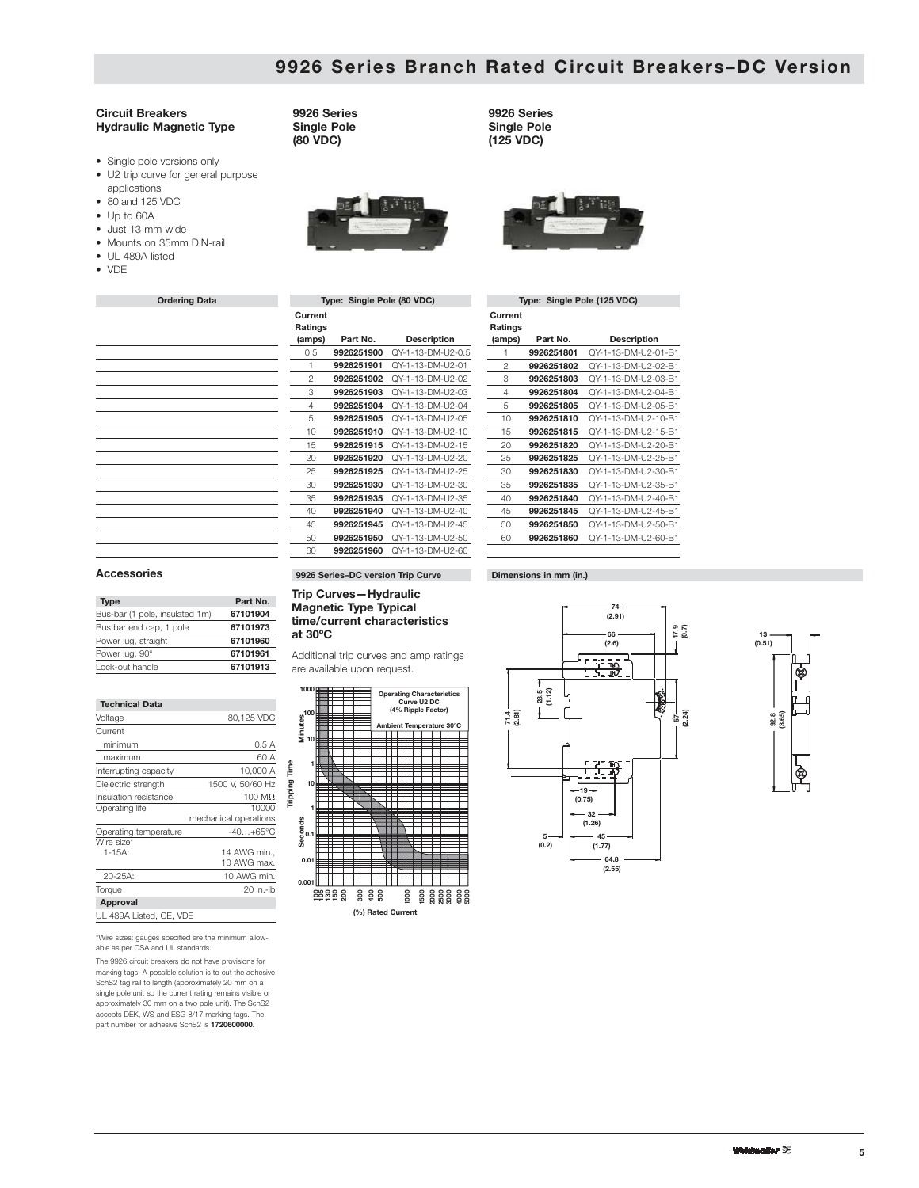# 9926 Series Branch Rated Circuit Breakers–DC Version

## Circuit Breakers Hydraulic Magnetic Type

- Single pole versions only
- U2 trip curve for general purpose applications
- 80 and 125 VDC
- Up to 60A
- Just 13 mm wide
- Mounts on 35mm DIN-rail
- UL 489A listed
- VDE

### 9926 Series Single Pole (80 VDC)

### 9926 Series Single Pole (125 VDC)

**Ordering Data**

**Type: Single Pole (80 VDC)**

| Current Ratings (amps) | Part No. | Description |
|---|---|---|
| 0.5 | **9926251900** | QY-1-13-DM-U2-0.5 |
| 1 | **9926251901** | QY-1-13-DM-U2-01 |
| 2 | **9926251902** | QY-1-13-DM-U2-02 |
| 3 | **9926251903** | QY-1-13-DM-U2-03 |
| 4 | **9926251904** | QY-1-13-DM-U2-04 |
| 5 | **9926251905** | QY-1-13-DM-U2-05 |
| 10 | **9926251910** | QY-1-13-DM-U2-10 |
| 15 | **9926251915** | QY-1-13-DM-U2-15 |
| 20 | **9926251920** | QY-1-13-DM-U2-20 |
| 25 | **9926251925** | QY-1-13-DM-U2-25 |
| 30 | **9926251930** | QY-1-13-DM-U2-30 |
| 35 | **9926251935** | QY-1-13-DM-U2-35 |
| 40 | **9926251940** | QY-1-13-DM-U2-40 |
| 45 | **9926251945** | QY-1-13-DM-U2-45 |
| 50 | **9926251950** | QY-1-13-DM-U2-50 |
| 60 | **9926251960** | QY-1-13-DM-U2-60 |

**Type: Single Pole (125 VDC)**

| Current Ratings (amps) | Part No. | Description |
|---|---|---|
| 1 | **9926251801** | QY-1-13-DM-U2-01-B1 |
| 2 | **9926251802** | QY-1-13-DM-U2-02-B1 |
| 3 | **9926251803** | QY-1-13-DM-U2-03-B1 |
| 4 | **9926251804** | QY-1-13-DM-U2-04-B1 |
| 5 | **9926251805** | QY-1-13-DM-U2-05-B1 |
| 10 | **9926251810** | QY-1-13-DM-U2-10-B1 |
| 15 | **9926251815** | QY-1-13-DM-U2-15-B1 |
| 20 | **9926251820** | QY-1-13-DM-U2-20-B1 |
| 25 | **9926251825** | QY-1-13-DM-U2-25-B1 |
| 30 | **9926251830** | QY-1-13-DM-U2-30-B1 |
| 35 | **9926251835** | QY-1-13-DM-U2-35-B1 |
| 40 | **9926251840** | QY-1-13-DM-U2-40-B1 |
| 45 | **9926251845** | QY-1-13-DM-U2-45-B1 |
| 50 | **9926251850** | QY-1-13-DM-U2-50-B1 |
| 60 | **9926251860** | QY-1-13-DM-U2-60-B1 |

## Accessories

| Type | Part No. |
|---|---|
| Bus-bar (1 pole, insulated 1m) | **67101904** |
| Bus bar end cap, 1 pole | **67101973** |
| Power lug, straight | **67101960** |
| Power lug, 90° | **67101961** |
| Lock-out handle | **67101913** |

**Technical Data**

| | |
|---|---|
| Voltage | 80,125 VDC |
| Current | |
| minimum | 0.5 A |
| maximum | 60 A |
| Interrupting capacity | 10,000 A |
| Dielectric strength | 1500 V, 50/60 Hz |
| Insulation resistance | 100 MΩ |
| Operating life | 10000 mechanical operations |
| Operating temperature | -40…+65°C |
| Wire size* | |
| 1-15A: | 14 AWG min., 10 AWG max. |
| 20-25A: | 10 AWG min. |
| Torque | 20 in.-lb |
| **Approval** | |
| UL 489A Listed, CE, VDE | |

*Wire sizes: gauges specified are the minimum allowable as per CSA and UL standards.

The 9926 circuit breakers do not have provisions for marking tags. A possible solution is to cut the adhesive SchS2 tag rail to length (approximately 20 mm on a single pole unit so the current rating remains visible or approximately 30 mm on a two pole unit). The SchS2 accepts DEK, WS and ESG 8/17 marking tags. The part number for adhesive SchS2 is **1720600000.**

**9926 Series–DC version Trip Curve**

### Trip Curves—Hydraulic Magnetic Type Typical time/current characteristics at 30ºC

Additional trip curves and amp ratings are available upon request.

Operating Characteristics Curve U2 DC (4% Ripple Factor)

Ambient Temperature 30°C

Tripping Time (Minutes: 1000, 100, 10, 1; Seconds: 10, 1, 0.1, 0.01, 0.001)

(%) Rated Current: 100, 105, 130, 150, 200, 300, 400, 500, 1000, 1500, 2000, 2500, 3000, 4000, 5000

**Dimensions in mm (in.)**

74 (2.91); 66 (2.6); 17.9 (0.7); 28.5 (1.12); 71.4 (2.81); 57 (2.24); 19 (0.75); 32 (1.26); 5 (0.2); 45 (1.77); 64.8 (2.55); 13 (0.51); 92.8 (3.65)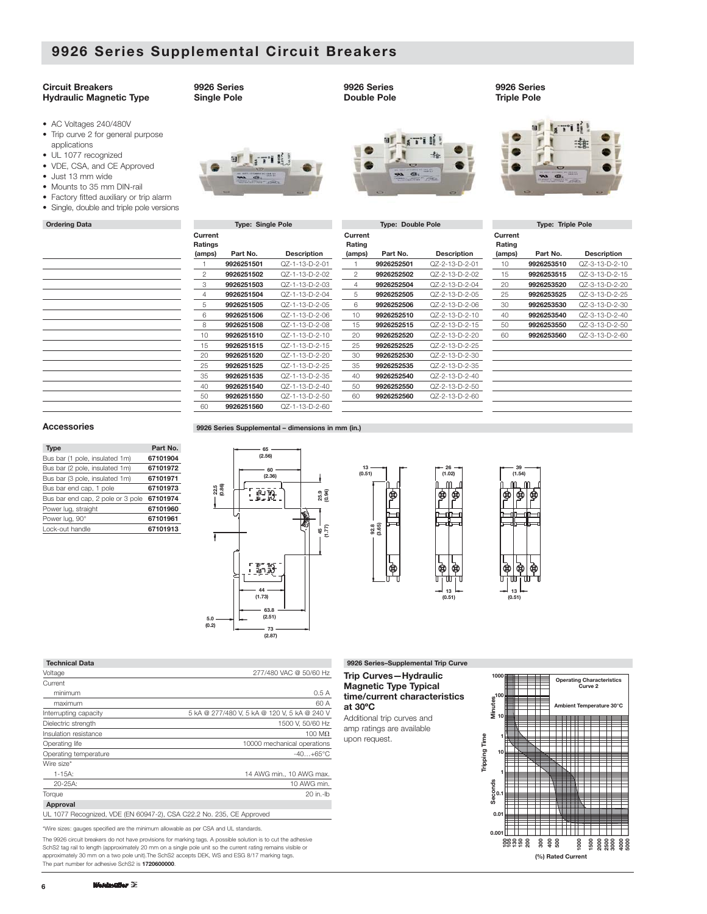# 9926 Series Supplemental Circuit Breakers

### Circuit Breakers Hydraulic Magnetic Type

- AC Voltages 240/480V
- Trip curve 2 for general purpose applications
- UL 1077 recognized
- VDE, CSA, and CE Approved
- Just 13 mm wide
- Mounts to 35 mm DIN-rail
- Factory fitted auxiliary or trip alarm
- Single, double and triple pole versions

### 9926 Series Single Pole

### 9926 Series Double Pole

### 9926 Series Triple Pole

**Ordering Data**

**Type: Single Pole**

| Current Ratings (amps) | Part No. | Description |
|---|---|---|
| 1 | **9926251501** | QZ-1-13-D-2-01 |
| 2 | **9926251502** | QZ-1-13-D-2-02 |
| 3 | **9926251503** | QZ-1-13-D-2-03 |
| 4 | **9926251504** | QZ-1-13-D-2-04 |
| 5 | **9926251505** | QZ-1-13-D-2-05 |
| 6 | **9926251506** | QZ-1-13-D-2-06 |
| 8 | **9926251508** | QZ-1-13-D-2-08 |
| 10 | **9926251510** | QZ-1-13-D-2-10 |
| 15 | **9926251515** | QZ-1-13-D-2-15 |
| 20 | **9926251520** | QZ-1-13-D-2-20 |
| 25 | **9926251525** | QZ-1-13-D-2-25 |
| 35 | **9926251535** | QZ-1-13-D-2-35 |
| 40 | **9926251540** | QZ-1-13-D-2-40 |
| 50 | **9926251550** | QZ-1-13-D-2-50 |
| 60 | **9926251560** | QZ-1-13-D-2-60 |

**Type: Double Pole**

| Current Rating (amps) | Part No. | Description |
|---|---|---|
| 1 | **9926252501** | QZ-2-13-D-2-01 |
| 2 | **9926252502** | QZ-2-13-D-2-02 |
| 4 | **9926252504** | QZ-2-13-D-2-04 |
| 5 | **9926252505** | QZ-2-13-D-2-05 |
| 6 | **9926252506** | QZ-2-13-D-2-06 |
| 10 | **9926252510** | QZ-2-13-D-2-10 |
| 15 | **9926252515** | QZ-2-13-D-2-15 |
| 20 | **9926252520** | QZ-2-13-D-2-20 |
| 25 | **9926252525** | QZ-2-13-D-2-25 |
| 30 | **9926252530** | QZ-2-13-D-2-30 |
| 35 | **9926252535** | QZ-2-13-D-2-35 |
| 40 | **9926252540** | QZ-2-13-D-2-40 |
| 50 | **9926252550** | QZ-2-13-D-2-50 |
| 60 | **9926252560** | QZ-2-13-D-2-60 |

**Type: Triple Pole**

| Current Rating (amps) | Part No. | Description |
|---|---|---|
| 10 | **9926253510** | QZ-3-13-D-2-10 |
| 15 | **9926253515** | QZ-3-13-D-2-15 |
| 20 | **9926253520** | QZ-3-13-D-2-20 |
| 25 | **9926253525** | QZ-3-13-D-2-25 |
| 30 | **9926253530** | QZ-3-13-D-2-30 |
| 40 | **9926253540** | QZ-3-13-D-2-40 |
| 50 | **9926253550** | QZ-3-13-D-2-50 |
| 60 | **9926253560** | QZ-3-13-D-2-60 |

### Accessories

| Type | Part No. |
|---|---|
| Bus bar (1 pole, insulated 1m) | **67101904** |
| Bus bar (2 pole, insulated 1m) | **67101972** |
| Bus bar (3 pole, insulated 1m) | **67101971** |
| Bus bar end cap, 1 pole | **67101973** |
| Bus bar end cap, 2 pole or 3 pole | **67101974** |
| Power lug, straight | **67101960** |
| Power lug, 90° | **67101961** |
| Lock-out handle | **67101913** |

**9926 Series Supplemental – dimensions in mm (in.)**

65 (2.56); 60 (2.36); 22.5 (0.89); 25.9 (0.94); 45 (1.77); 44 (1.73); 63.8 (2.51); 5.0 (0.2); 73 (2.87); 13 (0.51); 92.8 (3.65); 26 (1.02); 13 (0.51); 39 (1.54); 13 (0.51)

**Technical Data**

| | |
|---|---|
| Voltage | 277/480 VAC @ 50/60 Hz |
| Current | |
| minimum | 0.5 A |
| maximum | 60 A |
| Interrupting capacity | 5 kA @ 277/480 V, 5 kA @ 120 V, 5 kA @ 240 V |
| Dielectric strength | 1500 V, 50/60 Hz |
| Insulation resistance | 100 MΩ |
| Operating life | 10000 mechanical operations |
| Operating temperature | -40…+65°C |
| Wire size* | |
| 1-15A: | 14 AWG min., 10 AWG max. |
| 20-25A: | 10 AWG min. |
| Torque | 20 in.-lb |
| **Approval** | |
| UL 1077 Recognized, VDE (EN 60947-2), CSA C22.2 No. 235, CE Approved | |

*Wire sizes: gauges specified are the minimum allowable as per CSA and UL standards.

The 9926 circuit breakers do not have provisions for marking tags. A possible solution is to cut the adhesive SchS2 tag rail to length (approximately 20 mm on a single pole unit so the current rating remains visible or approximately 30 mm on a two pole unit).The SchS2 accepts DEK, WS and ESG 8/17 marking tags. The part number for adhesive SchS2 is **1720600000**.

**9926 Series–Supplemental Trip Curve**

**Trip Curves—Hydraulic Magnetic Type Typical time/current characteristics at 30ºC**

Additional trip curves and amp ratings are available upon request.

Operating Characteristics Curve 2

Ambient Temperature 30°C

Tripping Time (Minutes / Seconds) vs. (%) Rated Current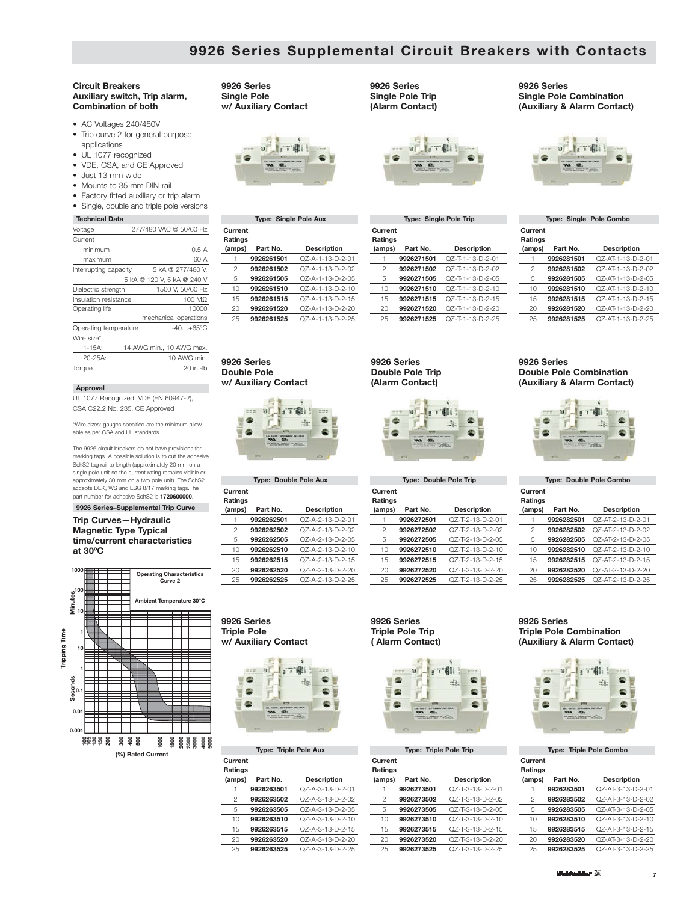# 9926 Series Supplemental Circuit Breakers with Contacts

### Circuit Breakers
### Auxiliary switch, Trip alarm, Combination of both

- AC Voltages 240/480V
- Trip curve 2 for general purpose applications
- UL 1077 recognized
- VDE, CSA, and CE Approved
- Just 13 mm wide
- Mounts to 35 mm DIN-rail
- Factory fitted auxiliary or trip alarm
- Single, double and triple pole versions

| Technical Data | |
|---|---|
| Voltage | 277/480 VAC @ 50/60 Hz |
| Current | |
| minimum | 0.5 A |
| maximum | 60 A |
| Interrupting capacity | 5 kA @ 277/480 V, |
| | 5 kA @ 120 V, 5 kA @ 240 V |
| Dielectric strength | 1500 V, 50/60 Hz |
| Insulation resistance | 100 MΩ |
| Operating life | 10000 |
| | mechanical operations |
| Operating temperature | -40…+65°C |
| Wire size* | |
| 1-15A: | 14 AWG min., 10 AWG max. |
| 20-25A: | 10 AWG min. |
| Torque | 20 in.-lb |

**Approval**

UL 1077 Recognized, VDE (EN 60947-2), CSA C22.2 No. 235, CE Approved

*Wire sizes: gauges specified are the minimum allowable as per CSA and UL standards.

The 9926 circuit breakers do not have provisions for marking tags. A possible solution is to cut the adhesive SchS2 tag rail to length (approximately 20 mm on a single pole unit so the current rating remains visible or approximately 30 mm on a two pole unit). The SchS2 accepts DEK, WS and ESG 8/17 marking tags.The part number for adhesive SchS2 is **1720600000**.

**9926 Series–Supplemental Trip Curve**

### Trip Curves—Hydraulic Magnetic Type Typical time/current characteristics at 30ºC

Operating Characteristics Curve 2

Ambient Temperature 30°C

Tripping Time: Minutes (1000, 100, 10, 1); Seconds (10, 1, 0.1, 0.01, 0.001)

(%) Rated Current: 100, 125, 135, 150, 200, 300, 400, 500, 1000, 1500, 2000, 2500, 3000, 4000, 5000

### 9926 Series Single Pole w/ Auxiliary Contact

| Type: Single Pole Aux | | |
|---|---|---|
| **Current Ratings (amps)** | **Part No.** | **Description** |
| 1 | **9926261501** | QZ-A-1-13-D-2-01 |
| 2 | **9926261502** | QZ-A-1-13-D-2-02 |
| 5 | **9926261505** | QZ-A-1-13-D-2-05 |
| 10 | **9926261510** | QZ-A-1-13-D-2-10 |
| 15 | **9926261515** | QZ-A-1-13-D-2-15 |
| 20 | **9926261520** | QZ-A-1-13-D-2-20 |
| 25 | **9926261525** | QZ-A-1-13-D-2-25 |

### 9926 Series Single Pole Trip (Alarm Contact)

| Type: Single Pole Trip | | |
|---|---|---|
| **Current Ratings (amps)** | **Part No.** | **Description** |
| 1 | **9926271501** | QZ-T-1-13-D-2-01 |
| 2 | **9926271502** | QZ-T-1-13-D-2-02 |
| 5 | **9926271505** | QZ-T-1-13-D-2-05 |
| 10 | **9926271510** | QZ-T-1-13-D-2-10 |
| 15 | **9926271515** | QZ-T-1-13-D-2-15 |
| 20 | **9926271520** | QZ-T-1-13-D-2-20 |
| 25 | **9926271525** | QZ-T-1-13-D-2-25 |

### 9926 Series Single Pole Combination (Auxiliary & Alarm Contact)

| Type: Single Pole Combo | | |
|---|---|---|
| **Current Ratings (amps)** | **Part No.** | **Description** |
| 1 | **9926281501** | QZ-AT-1-13-D-2-01 |
| 2 | **9926281502** | QZ-AT-1-13-D-2-02 |
| 5 | **9926281505** | QZ-AT-1-13-D-2-05 |
| 10 | **9926281510** | QZ-AT-1-13-D-2-10 |
| 15 | **9926281515** | QZ-AT-1-13-D-2-15 |
| 20 | **9926281520** | QZ-AT-1-13-D-2-20 |
| 25 | **9926281525** | QZ-AT-1-13-D-2-25 |

### 9926 Series Double Pole w/ Auxiliary Contact

| Type: Double Pole Aux | | |
|---|---|---|
| **Current Ratings (amps)** | **Part No.** | **Description** |
| 1 | **9926262501** | QZ-A-2-13-D-2-01 |
| 2 | **9926262502** | QZ-A-2-13-D-2-02 |
| 5 | **9926262505** | QZ-A-2-13-D-2-05 |
| 10 | **9926262510** | QZ-A-2-13-D-2-10 |
| 15 | **9926262515** | QZ-A-2-13-D-2-15 |
| 20 | **9926262520** | QZ-A-2-13-D-2-20 |
| 25 | **9926262525** | QZ-A-2-13-D-2-25 |

### 9926 Series Double Pole Trip (Alarm Contact)

| Type: Double Pole Trip | | |
|---|---|---|
| **Current Ratings (amps)** | **Part No.** | **Description** |
| 1 | **9926272501** | QZ-T-2-13-D-2-01 |
| 2 | **9926272502** | QZ-T-2-13-D-2-02 |
| 5 | **9926272505** | QZ-T-2-13-D-2-05 |
| 10 | **9926272510** | QZ-T-2-13-D-2-10 |
| 15 | **9926272515** | QZ-T-2-13-D-2-15 |
| 20 | **9926272520** | QZ-T-2-13-D-2-20 |
| 25 | **9926272525** | QZ-T-2-13-D-2-25 |

### 9926 Series Double Pole Combination (Auxiliary & Alarm Contact)

| Type: Double Pole Combo | | |
|---|---|---|
| **Current Ratings (amps)** | **Part No.** | **Description** |
| 1 | **9926282501** | QZ-AT-2-13-D-2-01 |
| 2 | **9926282502** | QZ-AT-2-13-D-2-02 |
| 5 | **9926282505** | QZ-AT-2-13-D-2-05 |
| 10 | **9926282510** | QZ-AT-2-13-D-2-10 |
| 15 | **9926282515** | QZ-AT-2-13-D-2-15 |
| 20 | **9926282520** | QZ-AT-2-13-D-2-20 |
| 25 | **9926282525** | QZ-AT-2-13-D-2-25 |

### 9926 Series Triple Pole w/ Auxiliary Contact

| Type: Triple Pole Aux | | |
|---|---|---|
| **Current Ratings (amps)** | **Part No.** | **Description** |
| 1 | **9926263501** | QZ-A-3-13-D-2-01 |
| 2 | **9926263502** | QZ-A-3-13-D-2-02 |
| 5 | **9926263505** | QZ-A-3-13-D-2-05 |
| 10 | **9926263510** | QZ-A-3-13-D-2-10 |
| 15 | **9926263515** | QZ-A-3-13-D-2-15 |
| 20 | **9926263520** | QZ-A-3-13-D-2-20 |
| 25 | **9926263525** | QZ-A-3-13-D-2-25 |

### 9926 Series Triple Pole Trip ( Alarm Contact)

| Type: Triple Pole Trip | | |
|---|---|---|
| **Current Ratings (amps)** | **Part No.** | **Description** |
| 1 | **9926273501** | QZ-T-3-13-D-2-01 |
| 2 | **9926273502** | QZ-T-3-13-D-2-02 |
| 5 | **9926273505** | QZ-T-3-13-D-2-05 |
| 10 | **9926273510** | QZ-T-3-13-D-2-10 |
| 15 | **9926273515** | QZ-T-3-13-D-2-15 |
| 20 | **9926273520** | QZ-T-3-13-D-2-20 |
| 25 | **9926273525** | QZ-T-3-13-D-2-25 |

### 9926 Series Triple Pole Combination (Auxiliary & Alarm Contact)

| Type: Triple Pole Combo | | |
|---|---|---|
| **Current Ratings (amps)** | **Part No.** | **Description** |
| 1 | **9926283501** | QZ-AT-3-13-D-2-01 |
| 2 | **9926283502** | QZ-AT-3-13-D-2-02 |
| 5 | **9926283505** | QZ-AT-3-13-D-2-05 |
| 10 | **9926283510** | QZ-AT-3-13-D-2-10 |
| 15 | **9926283515** | QZ-AT-3-13-D-2-15 |
| 20 | **9926283520** | QZ-AT-3-13-D-2-20 |
| 25 | **9926283525** | QZ-AT-3-13-D-2-25 |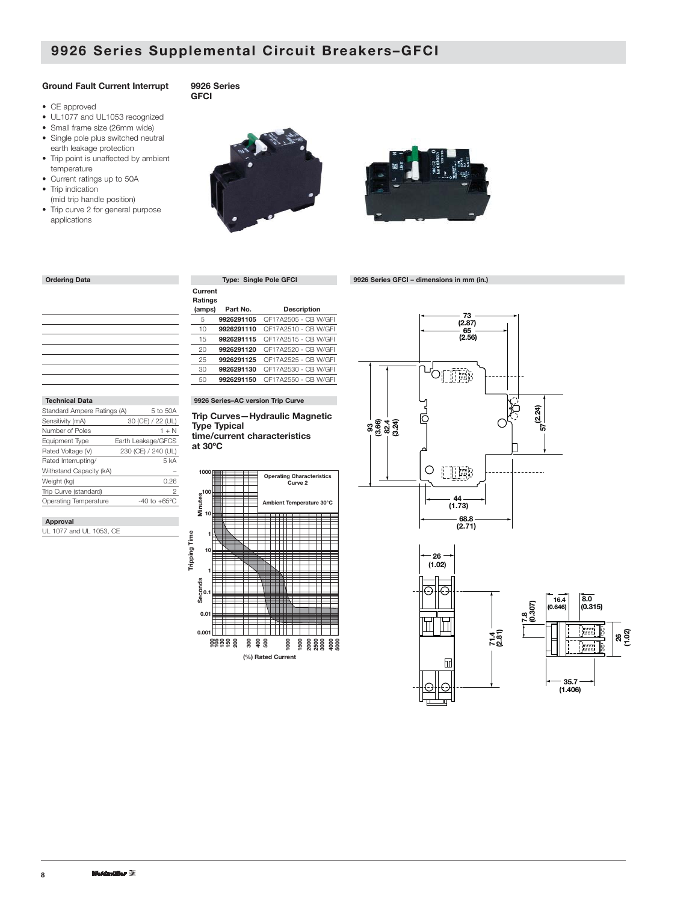# 9926 Series Supplemental Circuit Breakers–GFCI

### Ground Fault Current Interrupt

- CE approved
- UL1077 and UL1053 recognized
- Small frame size (26mm wide)
- Single pole plus switched neutral earth leakage protection
- Trip point is unaffected by ambient temperature
- Current ratings up to 50A
- Trip indication (mid trip handle position)
- Trip curve 2 for general purpose applications

**9926 Series GFCI**

### Ordering Data

| Type: Single Pole GFCI | | |
|---|---|---|
| Current Ratings (amps) | Part No. | Description |
| 5 | **9926291105** | QF17A2505 - CB W/GFI |
| 10 | **9926291110** | QF17A2510 - CB W/GFI |
| 15 | **9926291115** | QF17A2515 - CB W/GFI |
| 20 | **9926291120** | QF17A2520 - CB W/GFI |
| 25 | **9926291125** | QF17A2525 - CB W/GFI |
| 30 | **9926291130** | QF17A2530 - CB W/GFI |
| 50 | **9926291150** | QF17A2550 - CB W/GFI |

### Technical Data

| | |
|---|---|
| Standard Ampere Ratings (A) | 5 to 50A |
| Sensitivity (mA) | 30 (CE) / 22 (UL) |
| Number of Poles | 1 + N |
| Equipment Type | Earth Leakage/GFCS |
| Rated Voltage (V) | 230 (CE) / 240 (UL) |
| Rated Interrupting/ | 5 kA |
| Withstand Capacity (kA) | – |
| Weight (kg) | 0.26 |
| Trip Curve (standard) | 2 |
| Operating Temperature | -40 to +65ºC |

### Approval

UL 1077 and UL 1053, CE

### 9926 Series–AC version Trip Curve

**Trip Curves—Hydraulic Magnetic Type Typical time/current characteristics at 30ºC**

Operating Characteristics Curve 2

Ambient Temperature 30°C

Tripping Time (Minutes: 1000, 100, 10, 1; Seconds: 10, 1, 0.1, 0.01, 0.001)

(%) Rated Current (100, 105, 130, 150, 200, 300, 400, 500, 1000, 1500, 2000, 2500, 3000, 4000, 5000)

### 9926 Series GFCI – dimensions in mm (in.)

73 (2.87); 65 (2.56); 93 (3.66); 82.4 (3.24); 57 (2.24); 44 (1.73); 68.8 (2.71); 26 (1.02); 71.4 (2.81); 16.4 (0.646); 8.0 (0.315); 7.8 (0.307); 26 (1.02); 35.7 (1.406)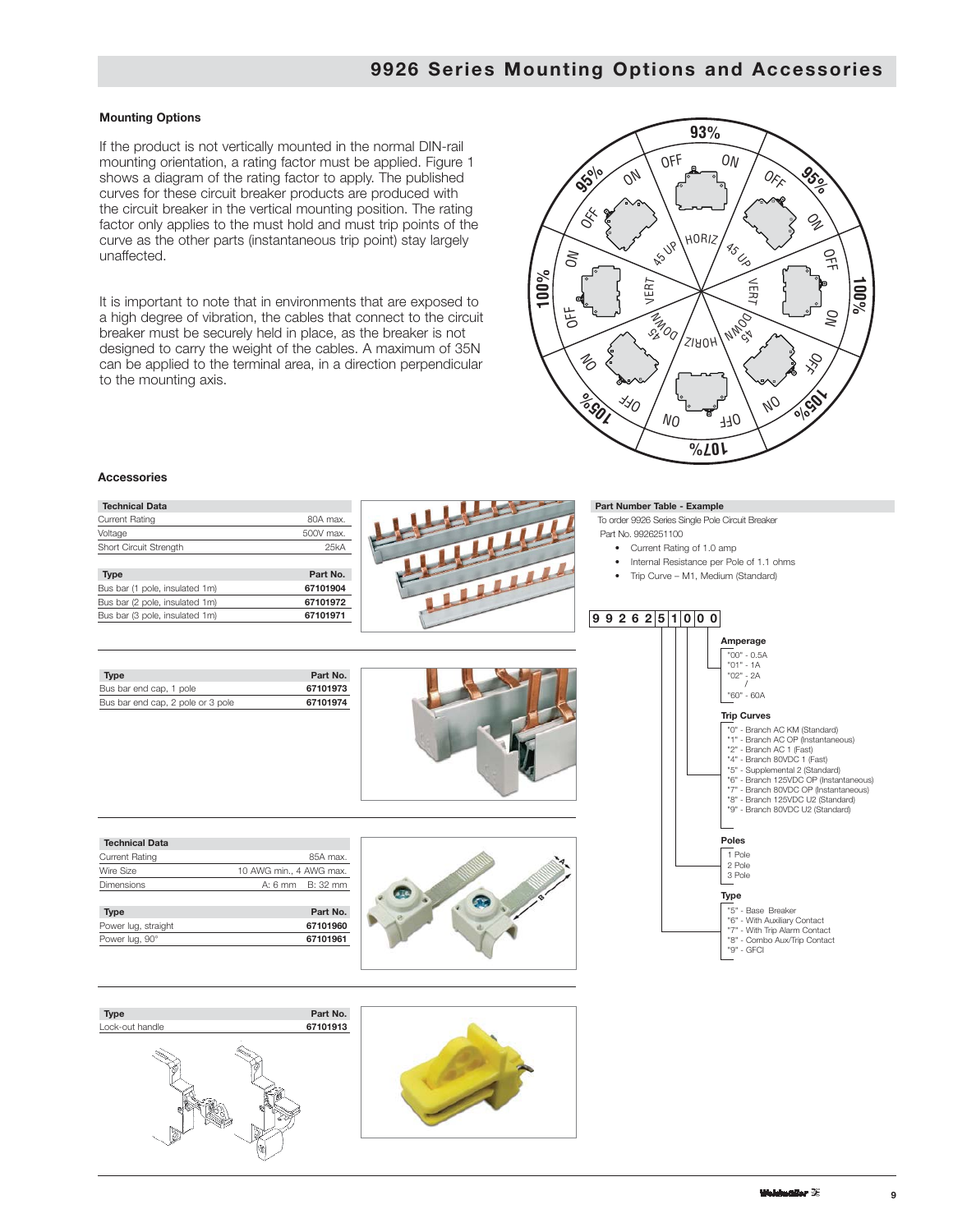## 9926 Series Mounting Options and Accessories

### Mounting Options

If the product is not vertically mounted in the normal DIN-rail mounting orientation, a rating factor must be applied. Figure 1 shows a diagram of the rating factor to apply. The published curves for these circuit breaker products are produced with the circuit breaker in the vertical mounting position. The rating factor only applies to the must hold and must trip points of the curve as the other parts (instantaneous trip point) stay largely unaffected.

It is important to note that in environments that are exposed to a high degree of vibration, the cables that connect to the circuit breaker must be securely held in place, as the breaker is not designed to carry the weight of the cables. A maximum of 35N can be applied to the terminal area, in a direction perpendicular to the mounting axis.

93%
OFF ON
HORIZ
95% ON OFF 45 UP
95% OFF ON 45 UP
100% ON OFF VERT
100% OFF ON VERT
105% ON OFF 45 DOWN
105% OFF ON 45 DOWN
HORIZ
107% ON OFF

### Accessories

| Technical Data | |
|---|---|
| Current Rating | 80A max. |
| Voltage | 500V max. |
| Short Circuit Strength | 25kA |

| Type | Part No. |
|---|---|
| Bus bar (1 pole, insulated 1m) | 67101904 |
| Bus bar (2 pole, insulated 1m) | 67101972 |
| Bus bar (3 pole, insulated 1m) | 67101971 |

| Type | Part No. |
|---|---|
| Bus bar end cap, 1 pole | 67101973 |
| Bus bar end cap, 2 pole or 3 pole | 67101974 |

| Technical Data | |
|---|---|
| Current Rating | 85A max. |
| Wire Size | 10 AWG min., 4 AWG max. |
| Dimensions | A: 6 mm B: 32 mm |

| Type | Part No. |
|---|---|
| Power lug, straight | 67101960 |
| Power lug, 90° | 67101961 |

| Type | Part No. |
|---|---|
| Lock-out handle | 67101913 |

#### Part Number Table - Example

To order 9926 Series Single Pole Circuit Breaker

Part No. 9926251100

- Current Rating of 1.0 amp
- Internal Resistance per Pole of 1.1 ohms
- Trip Curve – M1, Medium (Standard)

9 9 2 6 2 5 1 0 0 0

**Amperage**
"00" - 0.5A
"01" - 1A
"02" - 2A
/
"60" - 60A

**Trip Curves**
"0" - Branch AC KM (Standard)
"1" - Branch AC OP (Instantaneous)
"2" - Branch AC 1 (Fast)
"4" - Branch 80VDC 1 (Fast)
"5" - Supplemental 2 (Standard)
"6" - Branch 125VDC OP (Instantaneous)
"7" - Branch 80VDC OP (Instantaneous)
"8" - Branch 125VDC U2 (Standard)
"9" - Branch 80VDC U2 (Standard)

**Poles**
1 Pole
2 Pole
3 Pole

**Type**
"5" - Base Breaker
"6" - With Auxiliary Contact
"7" - With Trip Alarm Contact
"8" - Combo Aux/Trip Contact
"9" - GFCI